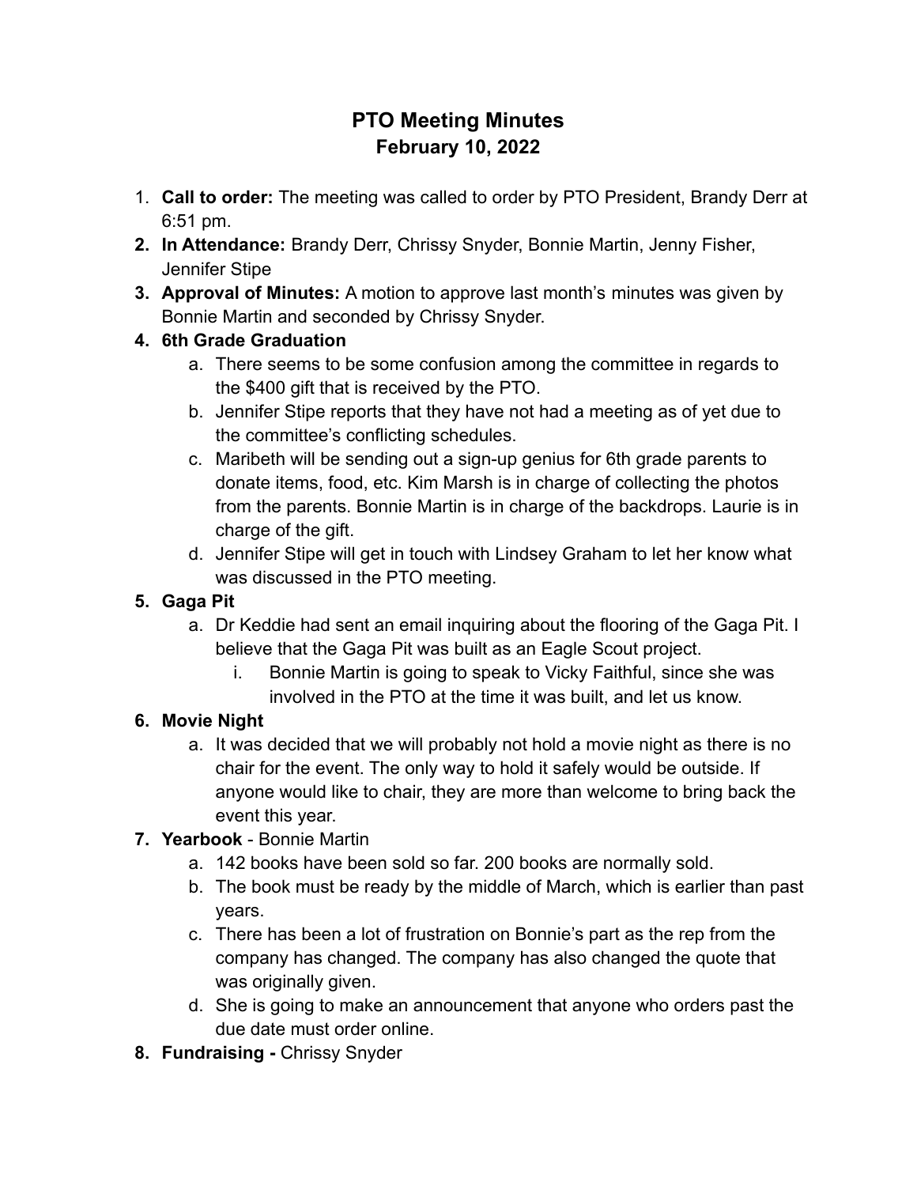# PTO Meeting Minutes
## February 10, 2022

1. **Call to order:** The meeting was called to order by PTO President, Brandy Derr at 6:51 pm.
2. **In Attendance:** Brandy Derr, Chrissy Snyder, Bonnie Martin, Jenny Fisher, Jennifer Stipe
3. **Approval of Minutes:** A motion to approve last month's minutes was given by Bonnie Martin and seconded by Chrissy Snyder.
4. **6th Grade Graduation**
    a. There seems to be some confusion among the committee in regards to the $400 gift that is received by the PTO.
    b. Jennifer Stipe reports that they have not had a meeting as of yet due to the committee's conflicting schedules.
    c. Maribeth will be sending out a sign-up genius for 6th grade parents to donate items, food, etc. Kim Marsh is in charge of collecting the photos from the parents. Bonnie Martin is in charge of the backdrops. Laurie is in charge of the gift.
    d. Jennifer Stipe will get in touch with Lindsey Graham to let her know what was discussed in the PTO meeting.
5. **Gaga Pit**
    a. Dr Keddie had sent an email inquiring about the flooring of the Gaga Pit. I believe that the Gaga Pit was built as an Eagle Scout project.
        i. Bonnie Martin is going to speak to Vicky Faithful, since she was involved in the PTO at the time it was built, and let us know.
6. **Movie Night**
    a. It was decided that we will probably not hold a movie night as there is no chair for the event. The only way to hold it safely would be outside. If anyone would like to chair, they are more than welcome to bring back the event this year.
7. **Yearbook** - Bonnie Martin
    a. 142 books have been sold so far. 200 books are normally sold.
    b. The book must be ready by the middle of March, which is earlier than past years.
    c. There has been a lot of frustration on Bonnie's part as the rep from the company has changed. The company has also changed the quote that was originally given.
    d. She is going to make an announcement that anyone who orders past the due date must order online.
8. **Fundraising -** Chrissy Snyder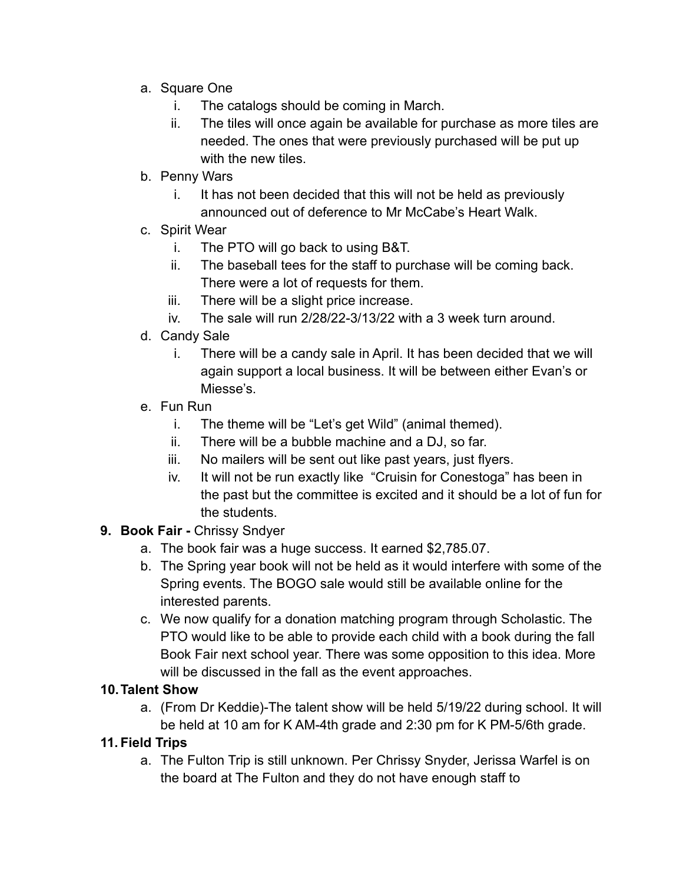a. Square One
    i. The catalogs should be coming in March.
    ii. The tiles will once again be available for purchase as more tiles are needed. The ones that were previously purchased will be put up with the new tiles.

b. Penny Wars
    i. It has not been decided that this will not be held as previously announced out of deference to Mr McCabe's Heart Walk.

c. Spirit Wear
    i. The PTO will go back to using B&T.
    ii. The baseball tees for the staff to purchase will be coming back. There were a lot of requests for them.
    iii. There will be a slight price increase.
    iv. The sale will run 2/28/22-3/13/22 with a 3 week turn around.

d. Candy Sale
    i. There will be a candy sale in April. It has been decided that we will again support a local business. It will be between either Evan's or Miesse's.

e. Fun Run
    i. The theme will be "Let's get Wild" (animal themed).
    ii. There will be a bubble machine and a DJ, so far.
    iii. No mailers will be sent out like past years, just flyers.
    iv. It will not be run exactly like "Cruisin for Conestoga" has been in the past but the committee is excited and it should be a lot of fun for the students.

**9. Book Fair -** Chrissy Sndyer

a. The book fair was a huge success. It earned $2,785.07.

b. The Spring year book will not be held as it would interfere with some of the Spring events. The BOGO sale would still be available online for the interested parents.

c. We now qualify for a donation matching program through Scholastic. The PTO would like to be able to provide each child with a book during the fall Book Fair next school year. There was some opposition to this idea. More will be discussed in the fall as the event approaches.

**10. Talent Show**

a. (From Dr Keddie)-The talent show will be held 5/19/22 during school. It will be held at 10 am for K AM-4th grade and 2:30 pm for K PM-5/6th grade.

**11. Field Trips**

a. The Fulton Trip is still unknown. Per Chrissy Snyder, Jerissa Warfel is on the board at The Fulton and they do not have enough staff to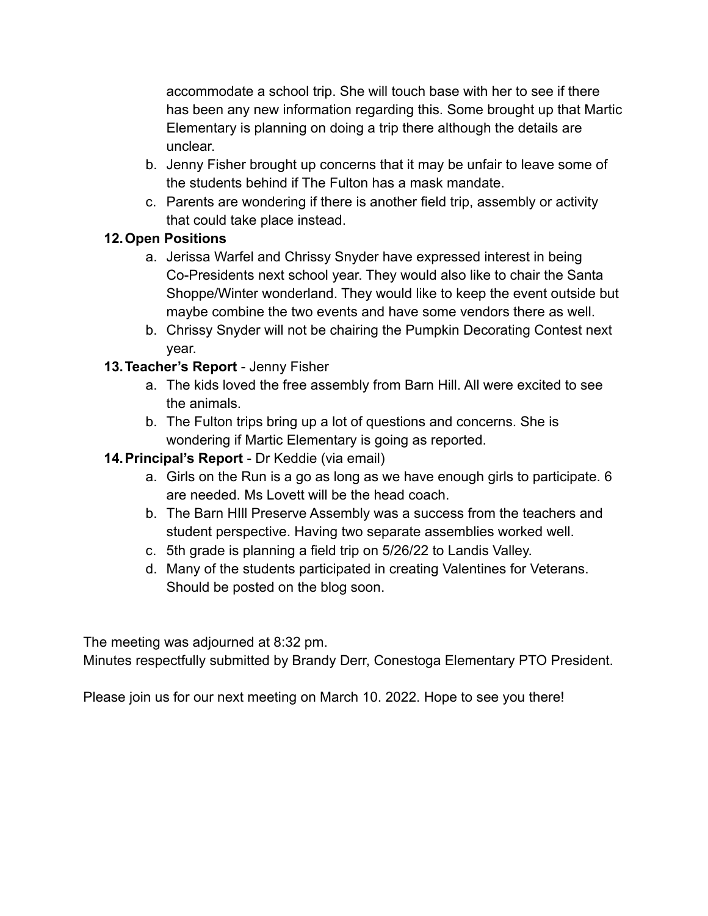accommodate a school trip. She will touch base with her to see if there has been any new information regarding this. Some brought up that Martic Elementary is planning on doing a trip there although the details are unclear.

b. Jenny Fisher brought up concerns that it may be unfair to leave some of the students behind if The Fulton has a mask mandate.

c. Parents are wondering if there is another field trip, assembly or activity that could take place instead.

**12. Open Positions**

a. Jerissa Warfel and Chrissy Snyder have expressed interest in being Co-Presidents next school year. They would also like to chair the Santa Shoppe/Winter wonderland. They would like to keep the event outside but maybe combine the two events and have some vendors there as well.

b. Chrissy Snyder will not be chairing the Pumpkin Decorating Contest next year.

**13. Teacher's Report** - Jenny Fisher

a. The kids loved the free assembly from Barn Hill. All were excited to see the animals.

b. The Fulton trips bring up a lot of questions and concerns. She is wondering if Martic Elementary is going as reported.

**14. Principal's Report** - Dr Keddie (via email)

a. Girls on the Run is a go as long as we have enough girls to participate. 6 are needed. Ms Lovett will be the head coach.

b. The Barn HIll Preserve Assembly was a success from the teachers and student perspective. Having two separate assemblies worked well.

c. 5th grade is planning a field trip on 5/26/22 to Landis Valley.

d. Many of the students participated in creating Valentines for Veterans. Should be posted on the blog soon.

The meeting was adjourned at 8:32 pm.
Minutes respectfully submitted by Brandy Derr, Conestoga Elementary PTO President.

Please join us for our next meeting on March 10. 2022. Hope to see you there!